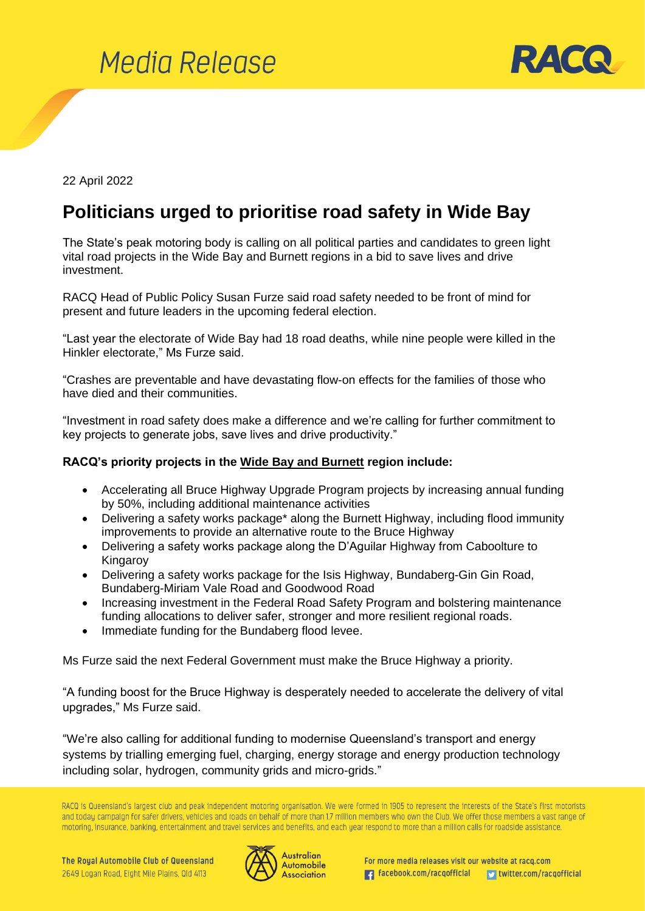# Media Release

22 April 2022

## Politicians urged to prioritise road safety in Wide Bay

The State's peak motoring body is calling on all political parties and candidates to green light vital road projects in the Wide Bay and Burnett regions in a bid to save lives and drive investment.

RACQ Head of Public Policy Susan Furze said road safety needed to be front of mind for present and future leaders in the upcoming federal election.

"Last year the electorate of Wide Bay had 18 road deaths, while nine people were killed in the Hinkler electorate," Ms Furze said.

"Crashes are preventable and have devastating flow-on effects for the families of those who have died and their communities.

"Investment in road safety does make a difference and we're calling for further commitment to key projects to generate jobs, save lives and drive productivity."

**RACQ's priority projects in the Wide Bay and Burnett region include:**

- Accelerating all Bruce Highway Upgrade Program projects by increasing annual funding by 50%, including additional maintenance activities
- Delivering a safety works package* along the Burnett Highway, including flood immunity improvements to provide an alternative route to the Bruce Highway
- Delivering a safety works package along the D'Aguilar Highway from Caboolture to Kingaroy
- Delivering a safety works package for the Isis Highway, Bundaberg-Gin Gin Road, Bundaberg-Miriam Vale Road and Goodwood Road
- Increasing investment in the Federal Road Safety Program and bolstering maintenance funding allocations to deliver safer, stronger and more resilient regional roads.
- Immediate funding for the Bundaberg flood levee.

Ms Furze said the next Federal Government must make the Bruce Highway a priority.

"A funding boost for the Bruce Highway is desperately needed to accelerate the delivery of vital upgrades," Ms Furze said.

"We're also calling for additional funding to modernise Queensland's transport and energy systems by trialling emerging fuel, charging, energy storage and energy production technology including solar, hydrogen, community grids and micro-grids."

RACQ is Queensland's largest club and peak independent motoring organisation. We were formed in 1905 to represent the interests of the State's first motorists and today campaign for safer drivers, vehicles and roads on behalf of more than 1.7 million members who own the Club. We offer those members a vast range of motoring, insurance, banking, entertainment and travel services and benefits, and each year respond to more than a million calls for roadside assistance.

The Royal Automobile Club of Queensland
2649 Logan Road, Eight Mile Plains, Qld 4113

For more media releases visit our website at racq.com
facebook.com/racqofficial twitter.com/racqofficial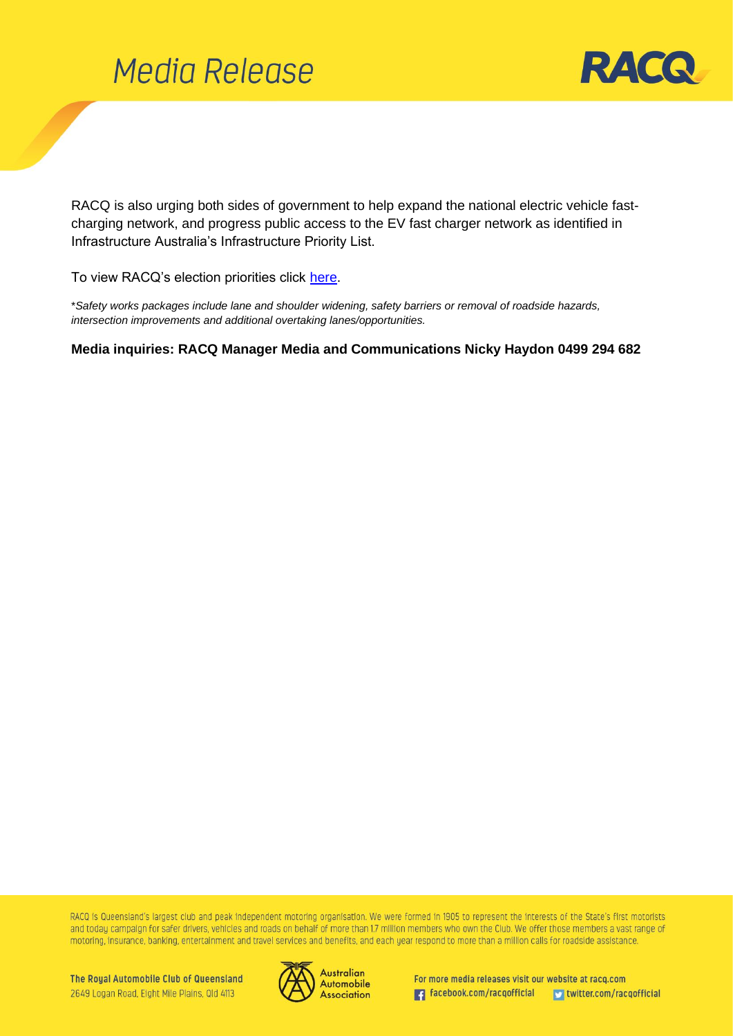RACQ is also urging both sides of government to help expand the national electric vehicle fast-charging network, and progress public access to the EV fast charger network as identified in Infrastructure Australia's Infrastructure Priority List.

To view RACQ's election priorities click here.

**Safety works packages include lane and shoulder widening, safety barriers or removal of roadside hazards, intersection improvements and additional overtaking lanes/opportunities.*

**Media inquiries: RACQ Manager Media and Communications Nicky Haydon 0499 294 682**